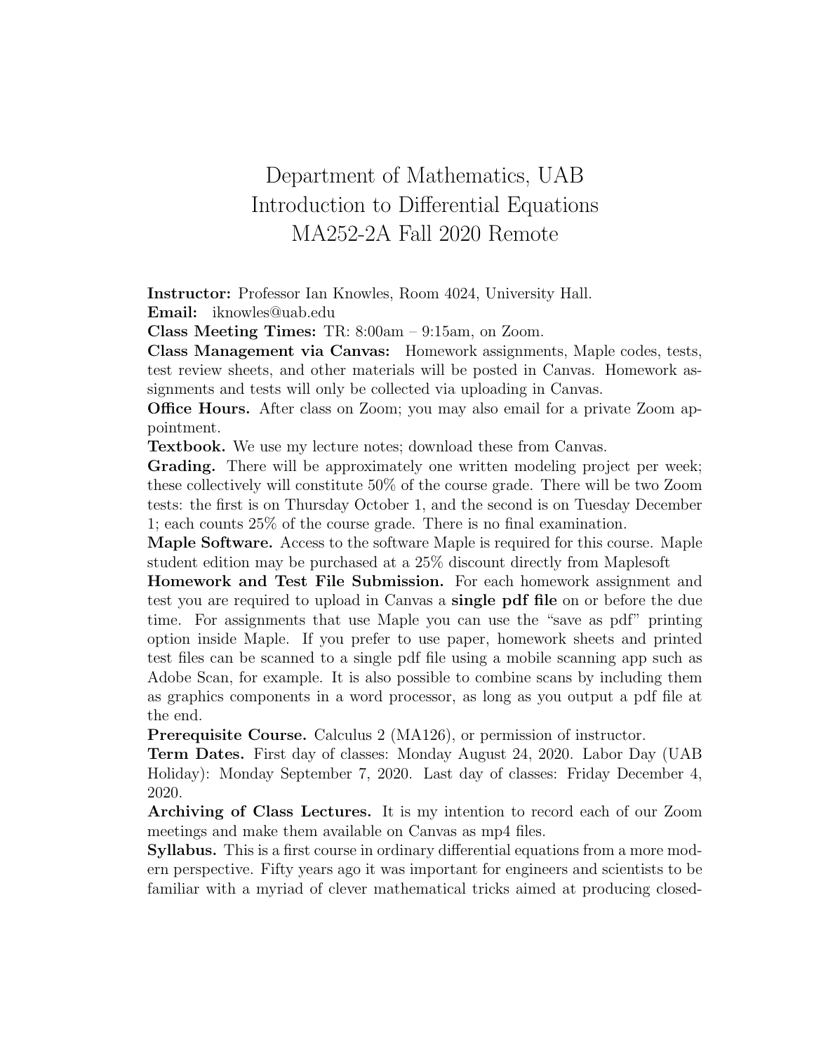# Department of Mathematics, UAB
# Introduction to Differential Equations
# MA252-2A Fall 2020 Remote

**Instructor:** Professor Ian Knowles, Room 4024, University Hall.
**Email:** iknowles@uab.edu
**Class Meeting Times:** TR: 8:00am – 9:15am, on Zoom.
**Class Management via Canvas:** Homework assignments, Maple codes, tests, test review sheets, and other materials will be posted in Canvas. Homework assignments and tests will only be collected via uploading in Canvas.
**Office Hours.** After class on Zoom; you may also email for a private Zoom appointment.
**Textbook.** We use my lecture notes; download these from Canvas.
**Grading.** There will be approximately one written modeling project per week; these collectively will constitute 50% of the course grade. There will be two Zoom tests: the first is on Thursday October 1, and the second is on Tuesday December 1; each counts 25% of the course grade. There is no final examination.
**Maple Software.** Access to the software Maple is required for this course. Maple student edition may be purchased at a 25% discount directly from Maplesoft
**Homework and Test File Submission.** For each homework assignment and test you are required to upload in Canvas a **single pdf file** on or before the due time. For assignments that use Maple you can use the "save as pdf" printing option inside Maple. If you prefer to use paper, homework sheets and printed test files can be scanned to a single pdf file using a mobile scanning app such as Adobe Scan, for example. It is also possible to combine scans by including them as graphics components in a word processor, as long as you output a pdf file at the end.
**Prerequisite Course.** Calculus 2 (MA126), or permission of instructor.
**Term Dates.** First day of classes: Monday August 24, 2020. Labor Day (UAB Holiday): Monday September 7, 2020. Last day of classes: Friday December 4, 2020.
**Archiving of Class Lectures.** It is my intention to record each of our Zoom meetings and make them available on Canvas as mp4 files.
**Syllabus.** This is a first course in ordinary differential equations from a more modern perspective. Fifty years ago it was important for engineers and scientists to be familiar with a myriad of clever mathematical tricks aimed at producing closed-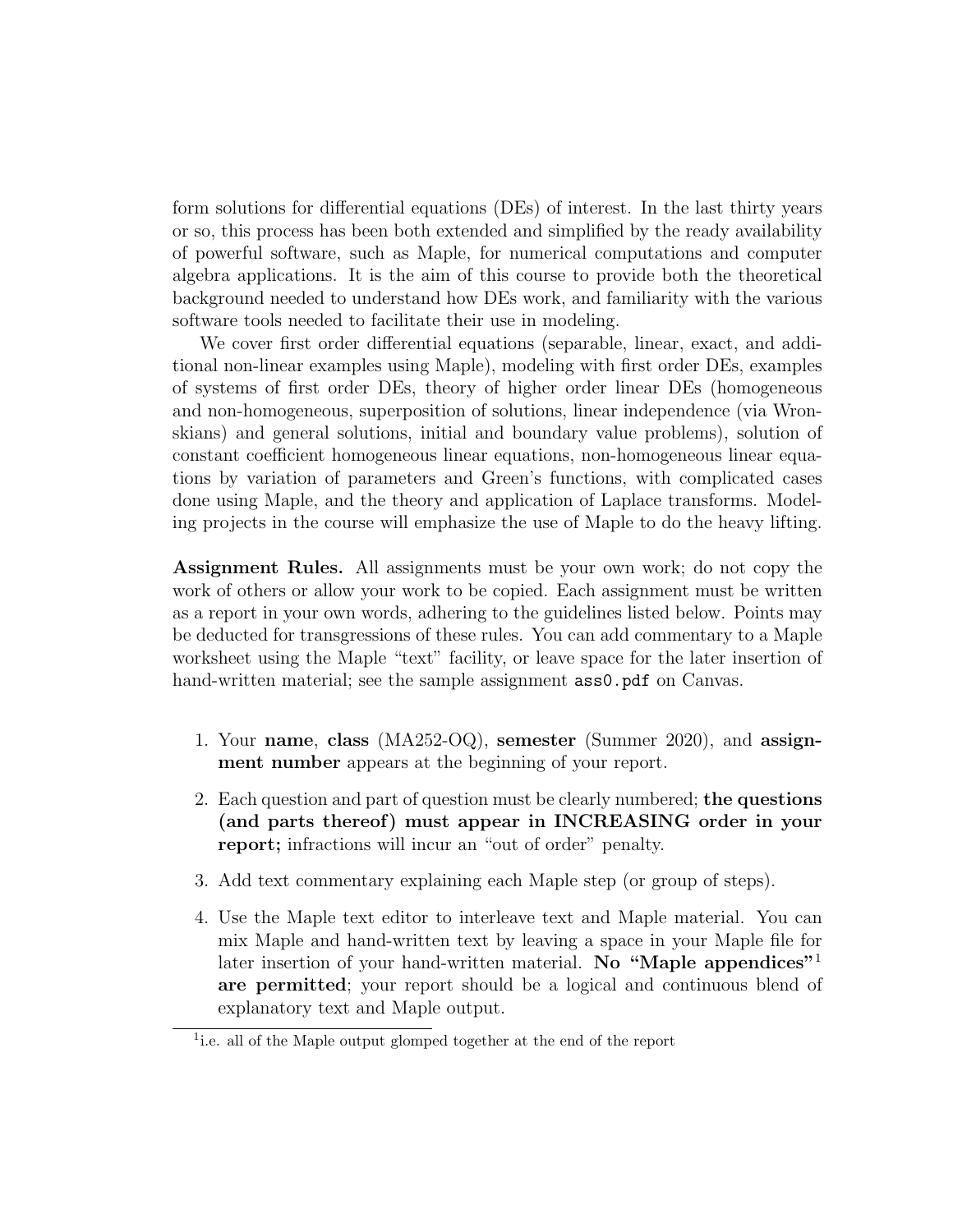form solutions for differential equations (DEs) of interest. In the last thirty years or so, this process has been both extended and simplified by the ready availability of powerful software, such as Maple, for numerical computations and computer algebra applications. It is the aim of this course to provide both the theoretical background needed to understand how DEs work, and familiarity with the various software tools needed to facilitate their use in modeling.

We cover first order differential equations (separable, linear, exact, and additional non-linear examples using Maple), modeling with first order DEs, examples of systems of first order DEs, theory of higher order linear DEs (homogeneous and non-homogeneous, superposition of solutions, linear independence (via Wronskians) and general solutions, initial and boundary value problems), solution of constant coefficient homogeneous linear equations, non-homogeneous linear equations by variation of parameters and Green's functions, with complicated cases done using Maple, and the theory and application of Laplace transforms. Modeling projects in the course will emphasize the use of Maple to do the heavy lifting.

**Assignment Rules.** All assignments must be your own work; do not copy the work of others or allow your work to be copied. Each assignment must be written as a report in your own words, adhering to the guidelines listed below. Points may be deducted for transgressions of these rules. You can add commentary to a Maple worksheet using the Maple "text" facility, or leave space for the later insertion of hand-written material; see the sample assignment `ass0.pdf` on Canvas.

1. Your **name**, **class** (MA252-OQ), **semester** (Summer 2020), and **assignment number** appears at the beginning of your report.
2. Each question and part of question must be clearly numbered; **the questions (and parts thereof) must appear in INCREASING order in your report;** infractions will incur an "out of order" penalty.
3. Add text commentary explaining each Maple step (or group of steps).
4. Use the Maple text editor to interleave text and Maple material. You can mix Maple and hand-written text by leaving a space in your Maple file for later insertion of your hand-written material. **No "Maple appendices"**[1] **are permitted**; your report should be a logical and continuous blend of explanatory text and Maple output.

[1] i.e. all of the Maple output glomped together at the end of the report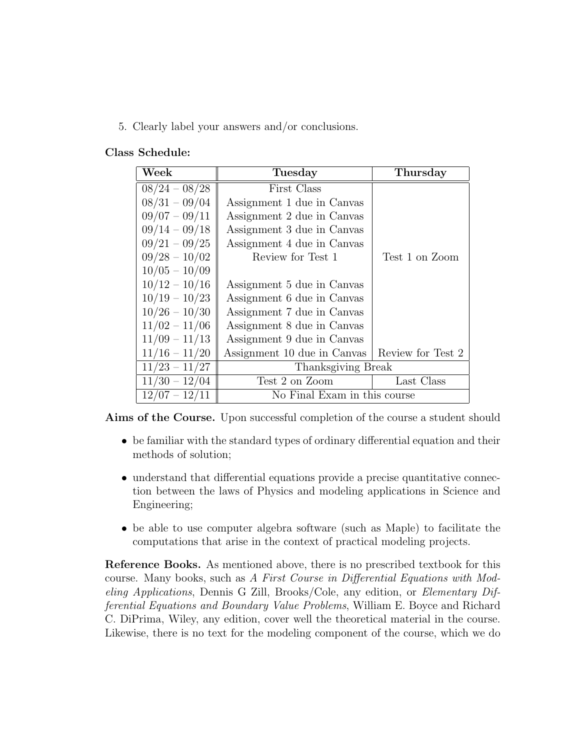5. Clearly label your answers and/or conclusions.

**Class Schedule:**

| Week | Tuesday | Thursday |
|---|---|---|
| 08/24 – 08/28 | First Class | |
| 08/31 – 09/04 | Assignment 1 due in Canvas | |
| 09/07 – 09/11 | Assignment 2 due in Canvas | |
| 09/14 – 09/18 | Assignment 3 due in Canvas | |
| 09/21 – 09/25 | Assignment 4 due in Canvas | |
| 09/28 – 10/02 | Review for Test 1 | Test 1 on Zoom |
| 10/05 – 10/09 | | |
| 10/12 – 10/16 | Assignment 5 due in Canvas | |
| 10/19 – 10/23 | Assignment 6 due in Canvas | |
| 10/26 – 10/30 | Assignment 7 due in Canvas | |
| 11/02 – 11/06 | Assignment 8 due in Canvas | |
| 11/09 – 11/13 | Assignment 9 due in Canvas | |
| 11/16 – 11/20 | Assignment 10 due in Canvas | Review for Test 2 |
| 11/23 – 11/27 | Thanksgiving Break | |
| 11/30 – 12/04 | Test 2 on Zoom | Last Class |
| 12/07 – 12/11 | No Final Exam in this course | |

**Aims of the Course.** Upon successful completion of the course a student should

- be familiar with the standard types of ordinary differential equation and their methods of solution;
- understand that differential equations provide a precise quantitative connection between the laws of Physics and modeling applications in Science and Engineering;
- be able to use computer algebra software (such as Maple) to facilitate the computations that arise in the context of practical modeling projects.

**Reference Books.** As mentioned above, there is no prescribed textbook for this course. Many books, such as *A First Course in Differential Equations with Modeling Applications*, Dennis G Zill, Brooks/Cole, any edition, or *Elementary Differential Equations and Boundary Value Problems*, William E. Boyce and Richard C. DiPrima, Wiley, any edition, cover well the theoretical material in the course. Likewise, there is no text for the modeling component of the course, which we do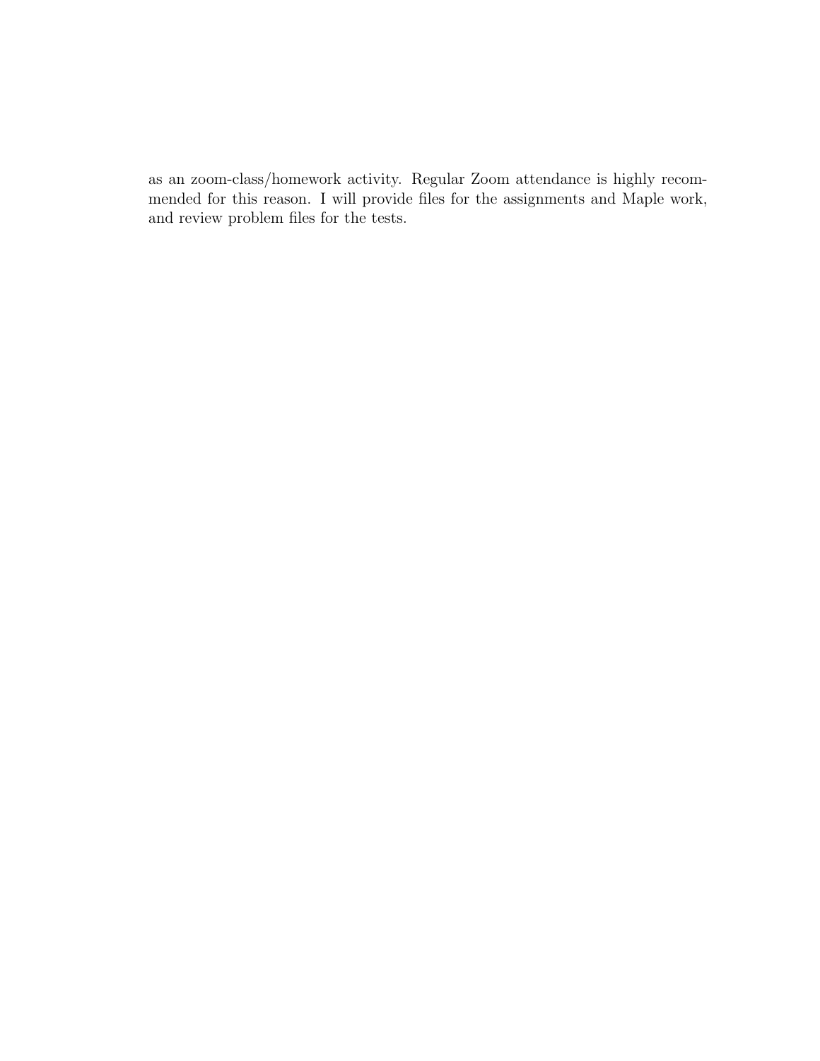as an zoom-class/homework activity. Regular Zoom attendance is highly recommended for this reason. I will provide files for the assignments and Maple work, and review problem files for the tests.